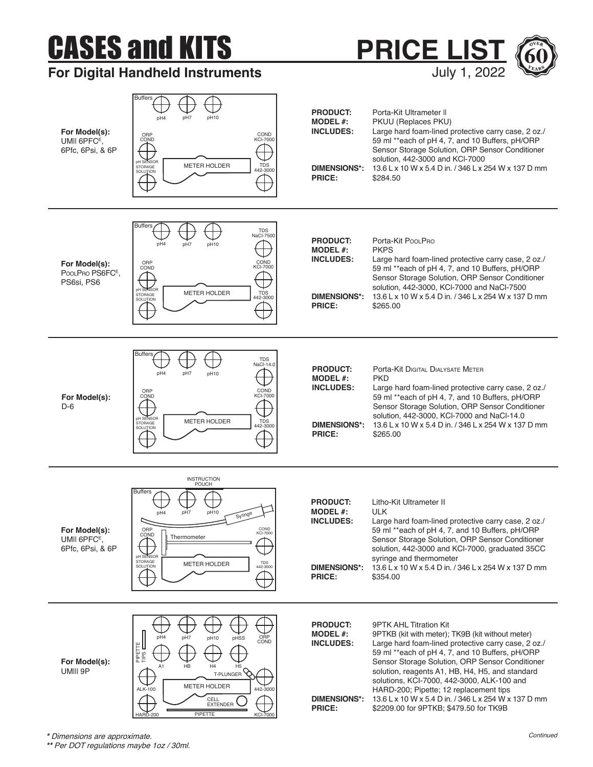# CASES and KITS

## For Digital Handheld Instruments

# PRICE LIST

July 1, 2022

OVER 60 YEARS

---

**For Model(s):**
UMII 6PFC[E], 6Pfc, 6Psi, & 6P

Buffers | pH4 | pH7 | pH10 | ORP COND | COND KCl-7000 | pH SENSOR STORAGE SOLUTION | METER HOLDER | TDS 442-3000

**PRODUCT:** Porta-Kit Ultrameter II
**MODEL #:** PKUU (Replaces PKU)
**INCLUDES:** Large hard foam-lined protective carry case, 2 oz./ 59 ml **each of pH 4, 7, and 10 Buffers, pH/ORP Sensor Storage Solution, ORP Sensor Conditioner solution, 442-3000 and KCl-7000
**DIMENSIONS*:** 13.6 L x 10 W x 5.4 D in. / 346 L x 254 W x 137 D mm
**PRICE:** $284.50

---

**For Model(s):**
PoolPro PS6FC[E], PS6si, PS6

Buffers | pH4 | pH7 | pH10 | TDS NaCl-7500 | ORP COND | COND KCl-7000 | pH SENSOR STORAGE SOLUTION | METER HOLDER | TDS 442-3000

**PRODUCT:** Porta-Kit PoolPro
**MODEL #:** PKPS
**INCLUDES:** Large hard foam-lined protective carry case, 2 oz./ 59 ml **each of pH 4, 7, and 10 Buffers, pH/ORP Sensor Storage Solution, ORP Sensor Conditioner solution, 442-3000, KCl-7000 and NaCl-7500
**DIMENSIONS*:** 13.6 L x 10 W x 5.4 D in. / 346 L x 254 W x 137 D mm
**PRICE:** $265.00

---

**For Model(s):**
D-6

Buffers | pH4 | pH7 | pH10 | TDS NaCl-14.0 | ORP COND | COND KCl-7000 | pH SENSOR STORAGE SOLUTION | METER HOLDER | TDS 442-3000

**PRODUCT:** Porta-Kit Digital Dialysate Meter
**MODEL #:** PKD
**INCLUDES:** Large hard foam-lined protective carry case, 2 oz./ 59 ml **each of pH 4, 7, and 10 Buffers, pH/ORP Sensor Storage Solution, ORP Sensor Conditioner solution, 442-3000, KCl-7000 and NaCl-14.0
**DIMENSIONS*:** 13.6 L x 10 W x 5.4 D in. / 346 L x 254 W x 137 D mm
**PRICE:** $265.00

---

**For Model(s):**
UMII 6PFC[E], 6Pfc, 6Psi, & 6P

INSTRUCTION POUCH | Buffers | pH4 | pH7 | pH10 | Syringe | ORP COND | Thermometer | COND KCl-7000 | pH SENSOR STORAGE SOLUTION | METER HOLDER | TDS 442-3000

**PRODUCT:** Litho-Kit Ultrameter II
**MODEL #:** ULK
**INCLUDES:** Large hard foam-lined protective carry case, 2 oz./ 59 ml **each of pH 4, 7, and 10 Buffers, pH/ORP Sensor Storage Solution, ORP Sensor Conditioner solution, 442-3000 and KCl-7000, graduated 35CC syringe and thermometer
**DIMENSIONS*:** 13.6 L x 10 W x 5.4 D in. / 346 L x 254 W x 137 D mm
**PRICE:** $354.00

---

**For Model(s):**
UMIII 9P

pH4 | pH7 | pH10 | pHSS | ORP COND | PIPETTE TIPS | A1 | HB | H4 | H5 | T-PLUNGER | ALK-100 | METER HOLDER | 442-3000 | CELL EXTENDER | HARD-200 | PIPETTE | KCl-7000

**PRODUCT:** 9PTK AHL Titration Kit
**MODEL #:** 9PTKB (kit with meter); TK9B (kit without meter)
**INCLUDES:** Large hard foam-lined protective carry case, 2 oz./ 59 ml **each of pH 4, 7, and 10 Buffers, pH/ORP Sensor Storage Solution, ORP Sensor Conditioner solution, reagents A1, HB, H4, H5, and standard solutions, KCl-7000, 442-3000, ALK-100 and HARD-200; Pipette; 12 replacement tips
**DIMENSIONS*:** 13.6 L x 10 W x 5.4 D in. / 346 L x 254 W x 137 D mm
**PRICE:** $2209.00 for 9PTKB; $479.50 for TK9B

---

*\* Dimensions are approximate.*
*\*\* Per DOT regulations maybe 1oz / 30ml.*

*Continued*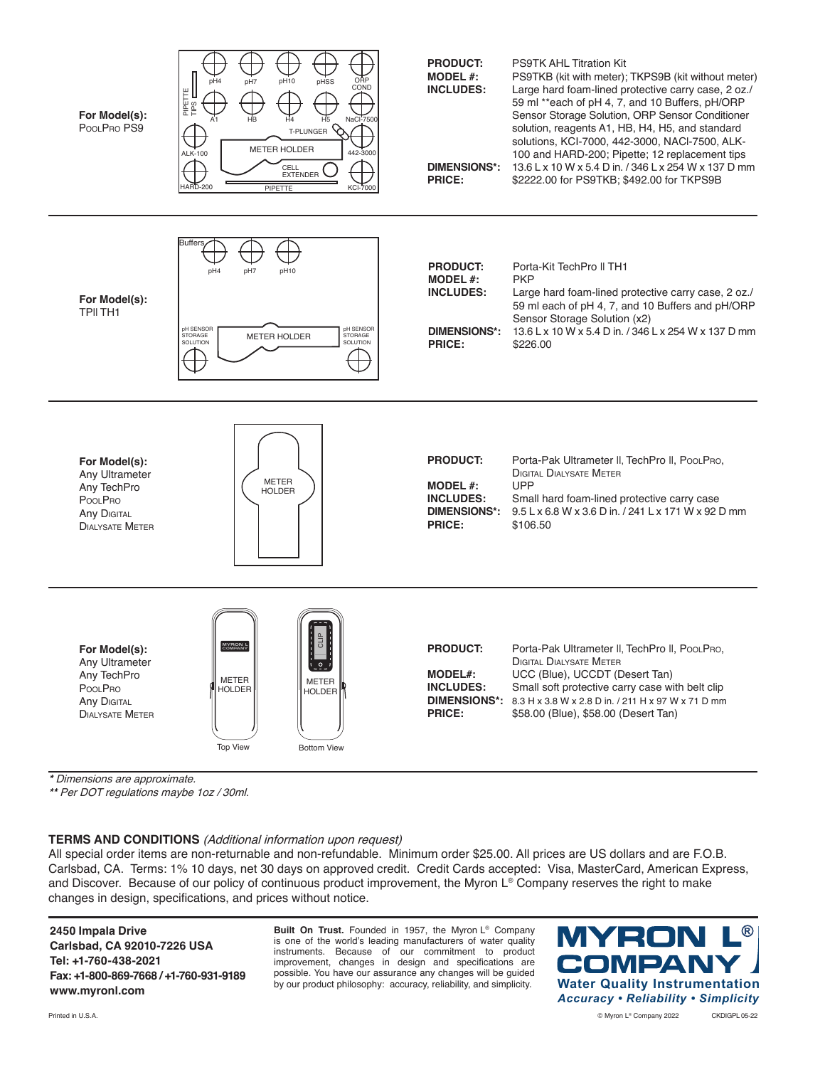**For Model(s):**
PoolPro PS9

pH4 pH7 pH10 pHSS ORP COND
PIPETTE TIPS
A1 HB H4 H5 NaCl-7500
T-PLUNGER
ALK-100 METER HOLDER 442-3000
CELL EXTENDER
HARD-200 PIPETTE KCl-7000

**PRODUCT:** PS9TK AHL Titration Kit
**MODEL #:** PS9TKB (kit with meter); TKPS9B (kit without meter)
**INCLUDES:** Large hard foam-lined protective carry case, 2 oz./59 ml **each of pH 4, 7, and 10 Buffers, pH/ORP Sensor Storage Solution, ORP Sensor Conditioner solution, reagents A1, HB, H4, H5, and standard solutions, KCl-7000, 442-3000, NACl-7500, ALK-100 and HARD-200; Pipette; 12 replacement tips
**DIMENSIONS*:** 13.6 L x 10 W x 5.4 D in. / 346 L x 254 W x 137 D mm
**PRICE:** $2222.00 for PS9TKB; $492.00 for TKPS9B

---

**For Model(s):**
TPII TH1

Buffers pH4 pH7 pH10
pH SENSOR STORAGE SOLUTION METER HOLDER pH SENSOR STORAGE SOLUTION

**PRODUCT:** Porta-Kit TechPro II TH1
**MODEL #:** PKP
**INCLUDES:** Large hard foam-lined protective carry case, 2 oz./59 ml each of pH 4, 7, and 10 Buffers and pH/ORP Sensor Storage Solution (x2)
**DIMENSIONS*:** 13.6 L x 10 W x 5.4 D in. / 346 L x 254 W x 137 D mm
**PRICE:** $226.00

---

**For Model(s):**
Any Ultrameter
Any TechPro
PoolPro
Any Digital Dialysate Meter

METER HOLDER

**PRODUCT:** Porta-Pak Ultrameter II, TechPro II, PoolPro, Digital Dialysate Meter
**MODEL #:** UPP
**INCLUDES:** Small hard foam-lined protective carry case
**DIMENSIONS*:** 9.5 L x 6.8 W x 3.6 D in. / 241 L x 171 W x 92 D mm
**PRICE:** $106.50

---

**For Model(s):**
Any Ultrameter
Any TechPro
PoolPro
Any Digital Dialysate Meter

MYRON L COMPANY METER HOLDER — Top View
CLIP METER HOLDER — Bottom View

**PRODUCT:** Porta-Pak Ultrameter II, TechPro II, PoolPro, Digital Dialysate Meter
**MODEL#:** UCC (Blue), UCCDT (Desert Tan)
**INCLUDES:** Small soft protective carry case with belt clip
**DIMENSIONS*:** 8.3 H x 3.8 W x 2.8 D in. / 211 H x 97 W x 71 D mm
**PRICE:** $58.00 (Blue), $58.00 (Desert Tan)

---

*\* Dimensions are approximate.*
*\*\* Per DOT regulations maybe 1oz / 30ml.*

**TERMS AND CONDITIONS** *(Additional information upon request)*

All special order items are non-returnable and non-refundable. Minimum order $25.00. All prices are US dollars and are F.O.B. Carlsbad, CA. Terms: 1% 10 days, net 30 days on approved credit. Credit Cards accepted: Visa, MasterCard, American Express, and Discover. Because of our policy of continuous product improvement, the Myron L® Company reserves the right to make changes in design, specifications, and prices without notice.

**2450 Impala Drive**
**Carlsbad, CA 92010-7226 USA**
**Tel: +1-760-438-2021**
**Fax: +1-800-869-7668 / +1-760-931-9189**
**www.myronl.com**

**Built On Trust.** Founded in 1957, the Myron L® Company is one of the world's leading manufacturers of water quality instruments. Because of our commitment to product improvement, changes in design and specifications are possible. You have our assurance any changes will be guided by our product philosophy: accuracy, reliability, and simplicity.

**MYRON L® COMPANY**
**Water Quality Instrumentation**
***Accuracy • Reliability • Simplicity***

Printed in U.S.A. © Myron L® Company 2022 CKDIGPL 05-22